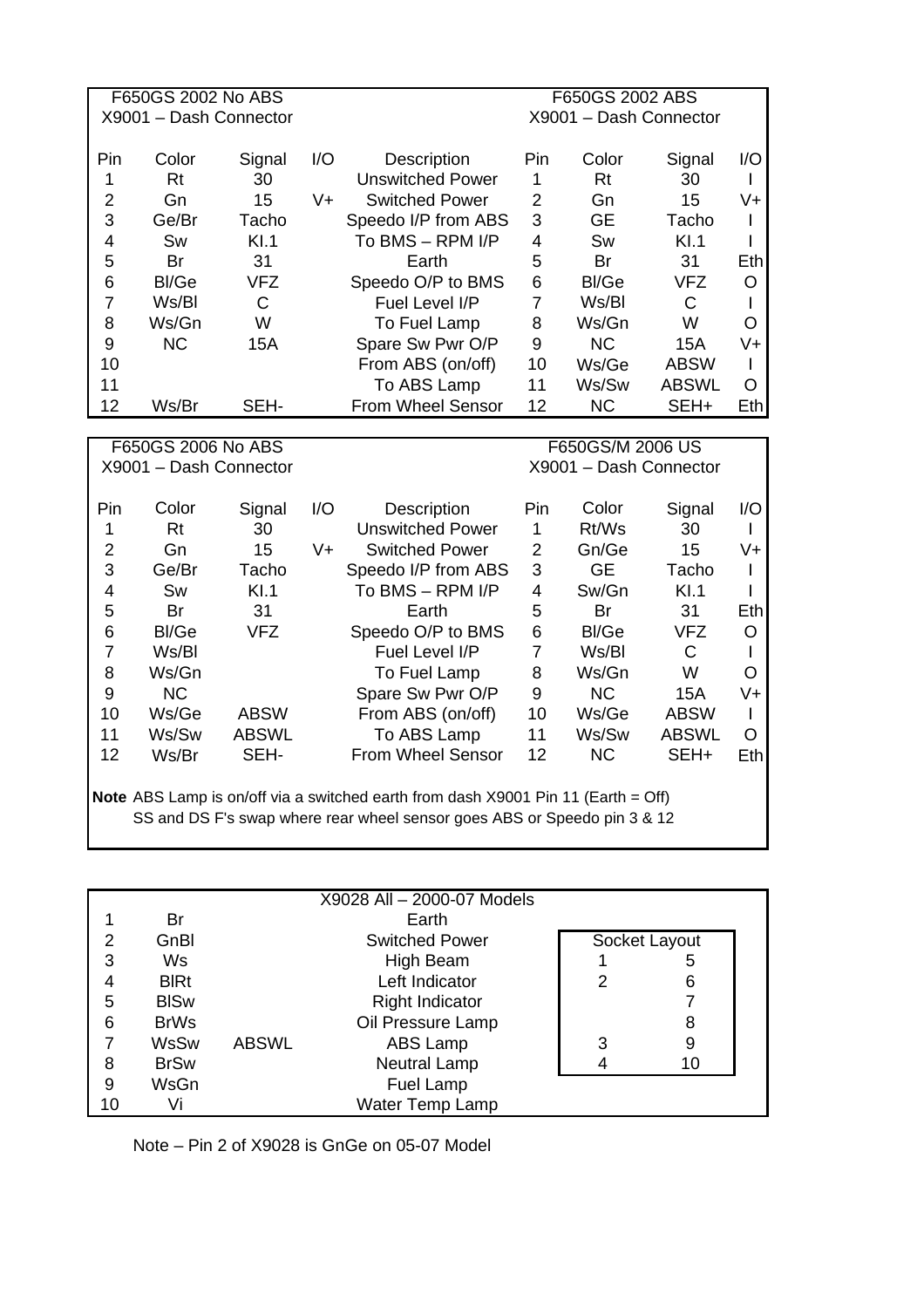| F650GS 2002 No ABS | | | | | F650GS 2002 ABS | | | |
|---|---|---|---|---|---|---|---|---|
| X9001 – Dash Connector | | | | | X9001 – Dash Connector | | | |
| Pin | Color | Signal | I/O | Description | Pin | Color | Signal | I/O |
| 1 | Rt | 30 | | Unswitched Power | 1 | Rt | 30 | I |
| 2 | Gn | 15 | V+ | Switched Power | 2 | Gn | 15 | V+ |
| 3 | Ge/Br | Tacho | | Speedo I/P from ABS | 3 | GE | Tacho | I |
| 4 | Sw | Kl.1 | | To BMS – RPM I/P | 4 | Sw | Kl.1 | I |
| 5 | Br | 31 | | Earth | 5 | Br | 31 | Eth |
| 6 | Bl/Ge | VFZ | | Speedo O/P to BMS | 6 | Bl/Ge | VFZ | O |
| 7 | Ws/Bl | C | | Fuel Level I/P | 7 | Ws/Bl | C | I |
| 8 | Ws/Gn | W | | To Fuel Lamp | 8 | Ws/Gn | W | O |
| 9 | NC | 15A | | Spare Sw Pwr O/P | 9 | NC | 15A | V+ |
| 10 | | | | From ABS (on/off) | 10 | Ws/Ge | ABSW | I |
| 11 | | | | To ABS Lamp | 11 | Ws/Sw | ABSWL | O |
| 12 | Ws/Br | SEH- | | From Wheel Sensor | 12 | NC | SEH+ | Eth |

| F650GS 2006 No ABS | | | | | F650GS/M 2006 US | | | |
|---|---|---|---|---|---|---|---|---|
| X9001 – Dash Connector | | | | | X9001 – Dash Connector | | | |
| Pin | Color | Signal | I/O | Description | Pin | Color | Signal | I/O |
| 1 | Rt | 30 | | Unswitched Power | 1 | Rt/Ws | 30 | I |
| 2 | Gn | 15 | V+ | Switched Power | 2 | Gn/Ge | 15 | V+ |
| 3 | Ge/Br | Tacho | | Speedo I/P from ABS | 3 | GE | Tacho | I |
| 4 | Sw | Kl.1 | | To BMS – RPM I/P | 4 | Sw/Gn | Kl.1 | I |
| 5 | Br | 31 | | Earth | 5 | Br | 31 | Eth |
| 6 | Bl/Ge | VFZ | | Speedo O/P to BMS | 6 | Bl/Ge | VFZ | O |
| 7 | Ws/Bl | | | Fuel Level I/P | 7 | Ws/Bl | C | I |
| 8 | Ws/Gn | | | To Fuel Lamp | 8 | Ws/Gn | W | O |
| 9 | NC | | | Spare Sw Pwr O/P | 9 | NC | 15A | V+ |
| 10 | Ws/Ge | ABSW | | From ABS (on/off) | 10 | Ws/Ge | ABSW | I |
| 11 | Ws/Sw | ABSWL | | To ABS Lamp | 11 | Ws/Sw | ABSWL | O |
| 12 | Ws/Br | SEH- | | From Wheel Sensor | 12 | NC | SEH+ | Eth |

**Note** ABS Lamp is on/off via a switched earth from dash X9001 Pin 11 (Earth = Off)
SS and DS F's swap where rear wheel sensor goes ABS or Speedo pin 3 & 12

| X9028 All – 2000-07 Models | | | |
|---|---|---|---|
| 1 | Br | | Earth |
| 2 | GnBl | | Switched Power |
| 3 | Ws | | High Beam |
| 4 | BlRt | | Left Indicator |
| 5 | BlSw | | Right Indicator |
| 6 | BrWs | | Oil Pressure Lamp |
| 7 | WsSw | ABSWL | ABS Lamp |
| 8 | BrSw | | Neutral Lamp |
| 9 | WsGn | | Fuel Lamp |
| 10 | Vi | | Water Temp Lamp |

| Socket Layout | |
|---|---|
| 1 | 5 |
| 2 | 6 |
| | 7 |
| | 8 |
| 3 | 9 |
| 4 | 10 |

Note – Pin 2 of X9028 is GnGe on 05-07 Model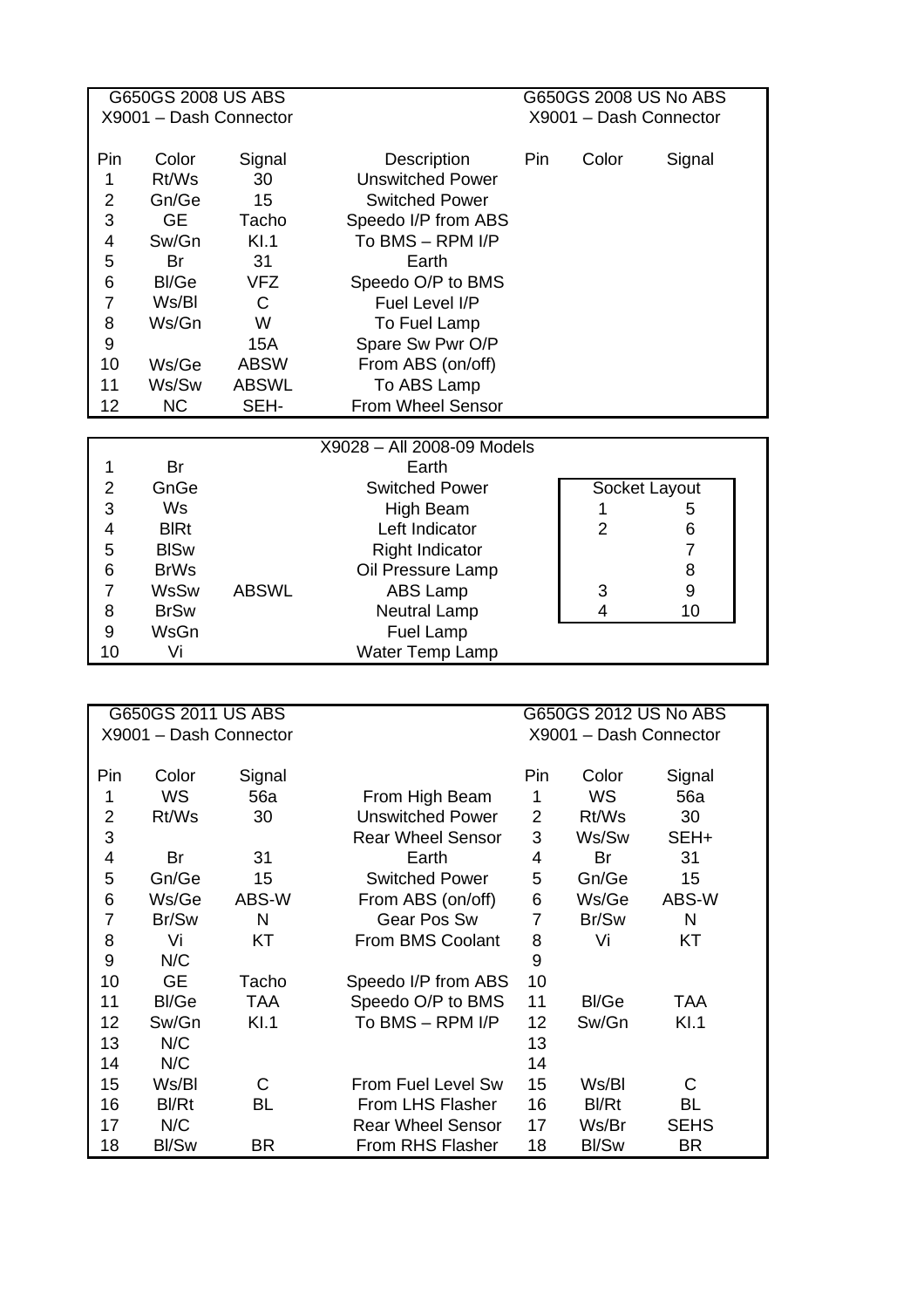| G650GS 2008 US ABS X9001 – Dash Connector | | | | G650GS 2008 US No ABS X9001 – Dash Connector | | |
|---|---|---|---|---|---|---|
| Pin | Color | Signal | Description | Pin | Color | Signal |
| 1 | Rt/Ws | 30 | Unswitched Power | | | |
| 2 | Gn/Ge | 15 | Switched Power | | | |
| 3 | GE | Tacho | Speedo I/P from ABS | | | |
| 4 | Sw/Gn | Kl.1 | To BMS – RPM I/P | | | |
| 5 | Br | 31 | Earth | | | |
| 6 | Bl/Ge | VFZ | Speedo O/P to BMS | | | |
| 7 | Ws/Bl | C | Fuel Level I/P | | | |
| 8 | Ws/Gn | W | To Fuel Lamp | | | |
| 9 | | 15A | Spare Sw Pwr O/P | | | |
| 10 | Ws/Ge | ABSW | From ABS (on/off) | | | |
| 11 | Ws/Sw | ABSWL | To ABS Lamp | | | |
| 12 | NC | SEH- | From Wheel Sensor | | | |

X9028 – All 2008-09 Models

| | | | |
|---|---|---|---|
| 1 | Br | | Earth |
| 2 | GnGe | | Switched Power |
| 3 | Ws | | High Beam |
| 4 | BlRt | | Left Indicator |
| 5 | BlSw | | Right Indicator |
| 6 | BrWs | | Oil Pressure Lamp |
| 7 | WsSw | ABSWL | ABS Lamp |
| 8 | BrSw | | Neutral Lamp |
| 9 | WsGn | | Fuel Lamp |
| 10 | Vi | | Water Temp Lamp |

| Socket Layout | |
|---|---|
| 1 | 5 |
| 2 | 6 |
| | 7 |
| | 8 |
| 3 | 9 |
| 4 | 10 |

| G650GS 2011 US ABS X9001 – Dash Connector | | | | G650GS 2012 US No ABS X9001 – Dash Connector | | |
|---|---|---|---|---|---|---|
| Pin | Color | Signal | | Pin | Color | Signal |
| 1 | WS | 56a | From High Beam | 1 | WS | 56a |
| 2 | Rt/Ws | 30 | Unswitched Power | 2 | Rt/Ws | 30 |
| 3 | | | Rear Wheel Sensor | 3 | Ws/Sw | SEH+ |
| 4 | Br | 31 | Earth | 4 | Br | 31 |
| 5 | Gn/Ge | 15 | Switched Power | 5 | Gn/Ge | 15 |
| 6 | Ws/Ge | ABS-W | From ABS (on/off) | 6 | Ws/Ge | ABS-W |
| 7 | Br/Sw | N | Gear Pos Sw | 7 | Br/Sw | N |
| 8 | Vi | KT | From BMS Coolant | 8 | Vi | KT |
| 9 | N/C | | | 9 | | |
| 10 | GE | Tacho | Speedo I/P from ABS | 10 | | |
| 11 | Bl/Ge | TAA | Speedo O/P to BMS | 11 | Bl/Ge | TAA |
| 12 | Sw/Gn | Kl.1 | To BMS – RPM I/P | 12 | Sw/Gn | Kl.1 |
| 13 | N/C | | | 13 | | |
| 14 | N/C | | | 14 | | |
| 15 | Ws/Bl | C | From Fuel Level Sw | 15 | Ws/Bl | C |
| 16 | Bl/Rt | BL | From LHS Flasher | 16 | Bl/Rt | BL |
| 17 | N/C | | Rear Wheel Sensor | 17 | Ws/Br | SEHS |
| 18 | Bl/Sw | BR | From RHS Flasher | 18 | Bl/Sw | BR |